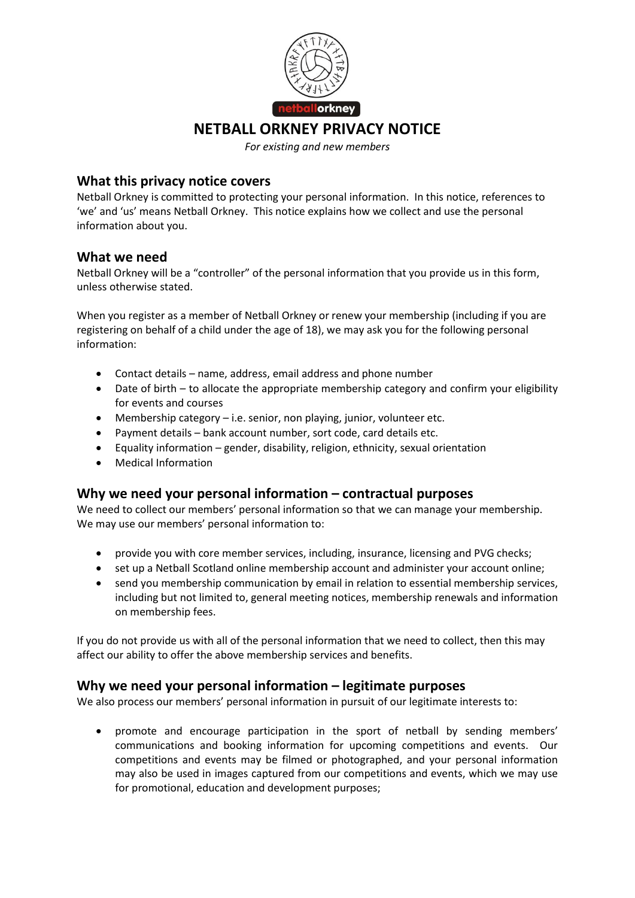# NETBALL ORKNEY PRIVACY NOTICE

*For existing and new members*

## What this privacy notice covers

Netball Orkney is committed to protecting your personal information. In this notice, references to 'we' and 'us' means Netball Orkney. This notice explains how we collect and use the personal information about you.

## What we need

Netball Orkney will be a "controller" of the personal information that you provide us in this form, unless otherwise stated.

When you register as a member of Netball Orkney or renew your membership (including if you are registering on behalf of a child under the age of 18), we may ask you for the following personal information:

- Contact details – name, address, email address and phone number
- Date of birth – to allocate the appropriate membership category and confirm your eligibility for events and courses
- Membership category – i.e. senior, non playing, junior, volunteer etc.
- Payment details – bank account number, sort code, card details etc.
- Equality information – gender, disability, religion, ethnicity, sexual orientation
- Medical Information

## Why we need your personal information – contractual purposes

We need to collect our members' personal information so that we can manage your membership. We may use our members' personal information to:

- provide you with core member services, including, insurance, licensing and PVG checks;
- set up a Netball Scotland online membership account and administer your account online;
- send you membership communication by email in relation to essential membership services, including but not limited to, general meeting notices, membership renewals and information on membership fees.

If you do not provide us with all of the personal information that we need to collect, then this may affect our ability to offer the above membership services and benefits.

## Why we need your personal information – legitimate purposes

We also process our members' personal information in pursuit of our legitimate interests to:

- promote and encourage participation in the sport of netball by sending members' communications and booking information for upcoming competitions and events. Our competitions and events may be filmed or photographed, and your personal information may also be used in images captured from our competitions and events, which we may use for promotional, education and development purposes;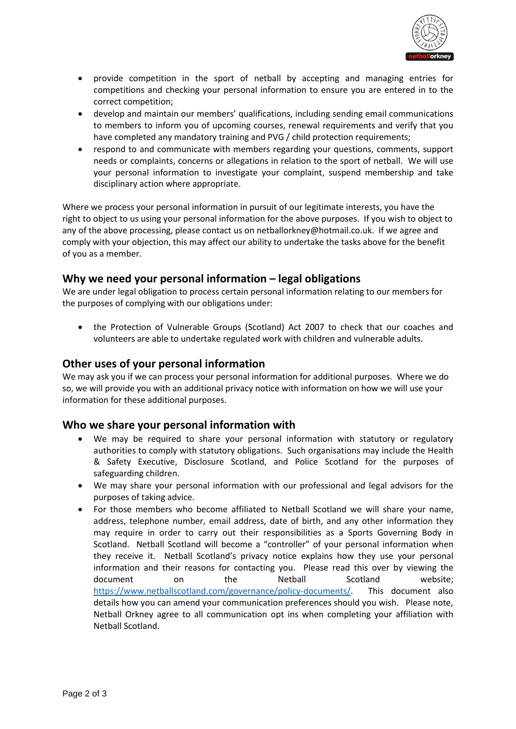- provide competition in the sport of netball by accepting and managing entries for competitions and checking your personal information to ensure you are entered in to the correct competition;
- develop and maintain our members' qualifications, including sending email communications to members to inform you of upcoming courses, renewal requirements and verify that you have completed any mandatory training and PVG / child protection requirements;
- respond to and communicate with members regarding your questions, comments, support needs or complaints, concerns or allegations in relation to the sport of netball. We will use your personal information to investigate your complaint, suspend membership and take disciplinary action where appropriate.

Where we process your personal information in pursuit of our legitimate interests, you have the right to object to us using your personal information for the above purposes. If you wish to object to any of the above processing, please contact us on netballorkney@hotmail.co.uk. If we agree and comply with your objection, this may affect our ability to undertake the tasks above for the benefit of you as a member.

## Why we need your personal information – legal obligations

We are under legal obligation to process certain personal information relating to our members for the purposes of complying with our obligations under:

- the Protection of Vulnerable Groups (Scotland) Act 2007 to check that our coaches and volunteers are able to undertake regulated work with children and vulnerable adults.

## Other uses of your personal information

We may ask you if we can process your personal information for additional purposes. Where we do so, we will provide you with an additional privacy notice with information on how we will use your information for these additional purposes.

## Who we share your personal information with

- We may be required to share your personal information with statutory or regulatory authorities to comply with statutory obligations. Such organisations may include the Health & Safety Executive, Disclosure Scotland, and Police Scotland for the purposes of safeguarding children.
- We may share your personal information with our professional and legal advisors for the purposes of taking advice.
- For those members who become affiliated to Netball Scotland we will share your name, address, telephone number, email address, date of birth, and any other information they may require in order to carry out their responsibilities as a Sports Governing Body in Scotland. Netball Scotland will become a "controller" of your personal information when they receive it. Netball Scotland's privacy notice explains how they use your personal information and their reasons for contacting you. Please read this over by viewing the document on the Netball Scotland website; https://www.netballscotland.com/governance/policy-documents/. This document also details how you can amend your communication preferences should you wish. Please note, Netball Orkney agree to all communication opt ins when completing your affiliation with Netball Scotland.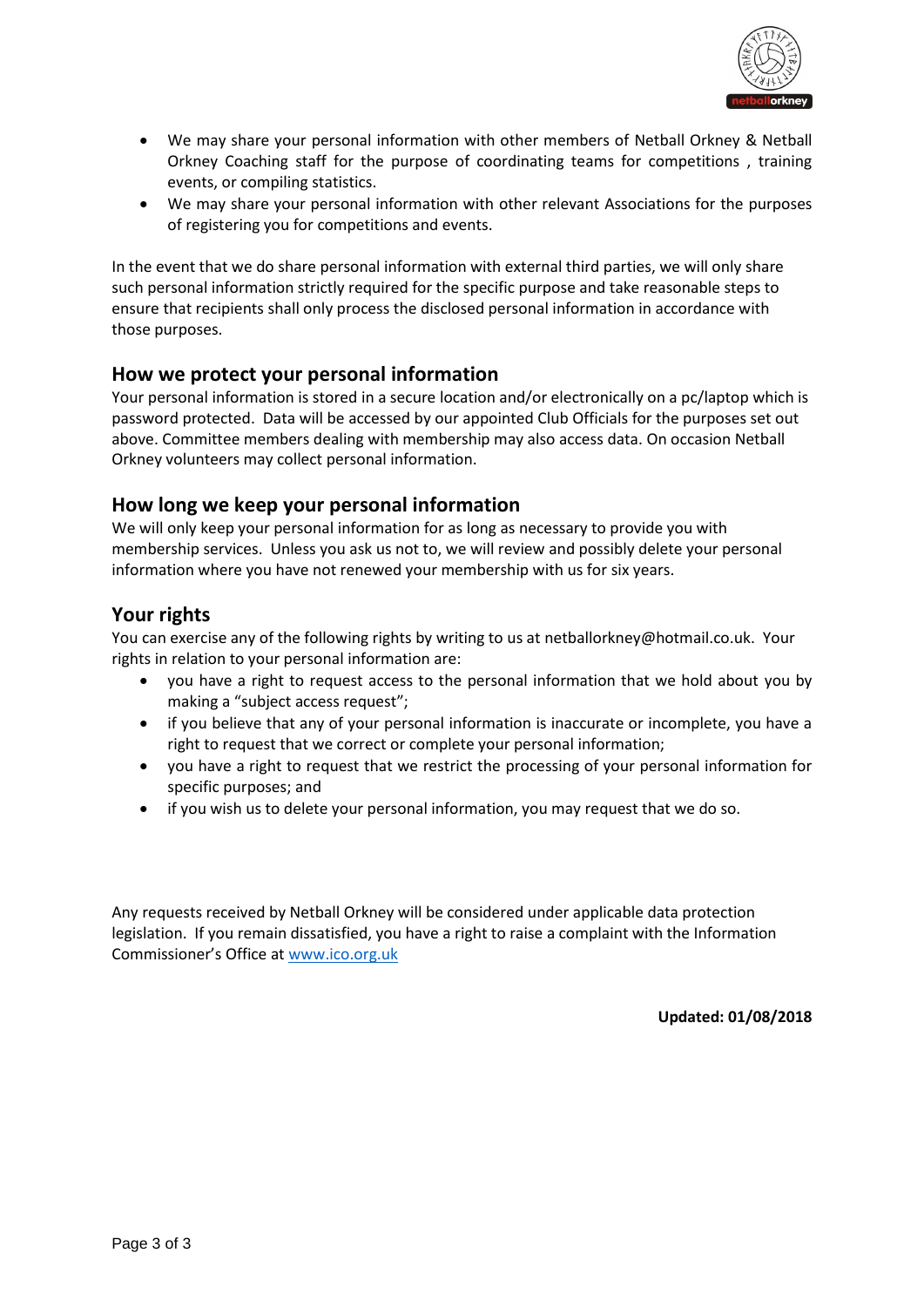- We may share your personal information with other members of Netball Orkney & Netball Orkney Coaching staff for the purpose of coordinating teams for competitions , training events, or compiling statistics.
- We may share your personal information with other relevant Associations for the purposes of registering you for competitions and events.

In the event that we do share personal information with external third parties, we will only share such personal information strictly required for the specific purpose and take reasonable steps to ensure that recipients shall only process the disclosed personal information in accordance with those purposes.

## How we protect your personal information

Your personal information is stored in a secure location and/or electronically on a pc/laptop which is password protected. Data will be accessed by our appointed Club Officials for the purposes set out above. Committee members dealing with membership may also access data. On occasion Netball Orkney volunteers may collect personal information.

## How long we keep your personal information

We will only keep your personal information for as long as necessary to provide you with membership services. Unless you ask us not to, we will review and possibly delete your personal information where you have not renewed your membership with us for six years.

## Your rights

You can exercise any of the following rights by writing to us at netballorkney@hotmail.co.uk. Your rights in relation to your personal information are:

- you have a right to request access to the personal information that we hold about you by making a "subject access request";
- if you believe that any of your personal information is inaccurate or incomplete, you have a right to request that we correct or complete your personal information;
- you have a right to request that we restrict the processing of your personal information for specific purposes; and
- if you wish us to delete your personal information, you may request that we do so.

Any requests received by Netball Orkney will be considered under applicable data protection legislation. If you remain dissatisfied, you have a right to raise a complaint with the Information Commissioner's Office at [www.ico.org.uk](http://www.ico.org.uk)

**Updated: 01/08/2018**